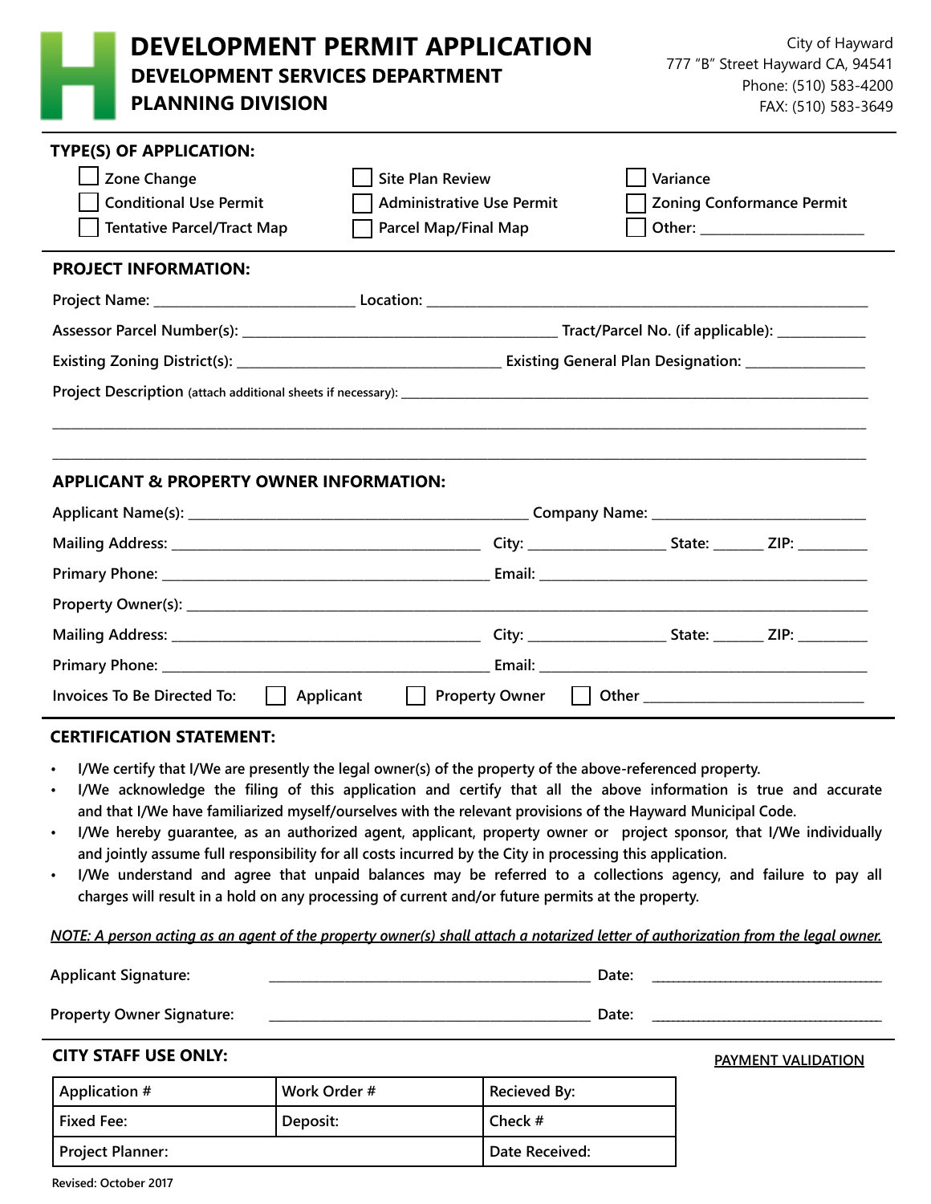# DEVELOPMENT PERMIT APPLICATION

## DEVELOPMENT SERVICES DEPARTMENT

## PLANNING DIVISION

City of Hayward
777 "B" Street Hayward CA, 94541
Phone: (510) 583-4200
FAX: (510) 583-3649

### TYPE(S) OF APPLICATION:

- ☐ Zone Change
- ☐ Conditional Use Permit
- ☐ Tentative Parcel/Tract Map
- ☐ Site Plan Review
- ☐ Administrative Use Permit
- ☐ Parcel Map/Final Map
- ☐ Variance
- ☐ Zoning Conformance Permit
- ☐ Other: ______________________

### PROJECT INFORMATION:

Project Name: __________________________ Location: ______________________________________________________

Assessor Parcel Number(s): ________________________________________ Tract/Parcel No. (if applicable): ____________

Existing Zoning District(s): _________________________________ Existing General Plan Designation: ________________

Project Description (attach additional sheets if necessary): _____________________________________________________

______________________________________________________________________________________________________

______________________________________________________________________________________________________

### APPLICANT & PROPERTY OWNER INFORMATION:

Applicant Name(s): ____________________________________________ Company Name: ____________________________

Mailing Address: ________________________________________ City: __________________ State: _______ ZIP: _________

Primary Phone: ___________________________________________ Email: __________________________________________

Property Owner(s): ____________________________________________________________________________________

Mailing Address: ________________________________________ City: __________________ State: _______ ZIP: _________

Primary Phone: ___________________________________________ Email: __________________________________________

Invoices To Be Directed To: ☐ Applicant ☐ Property Owner ☐ Other _____________________________

### CERTIFICATION STATEMENT:

- I/We certify that I/We are presently the legal owner(s) of the property of the above-referenced property.
- I/We acknowledge the filing of this application and certify that all the above information is true and accurate and that I/We have familiarized myself/ourselves with the relevant provisions of the Hayward Municipal Code.
- I/We hereby guarantee, as an authorized agent, applicant, property owner or project sponsor, that I/We individually and jointly assume full responsibility for all costs incurred by the City in processing this application.
- I/We understand and agree that unpaid balances may be referred to a collections agency, and failure to pay all charges will result in a hold on any processing of current and/or future permits at the property.

*NOTE: A person acting as an agent of the property owner(s) shall attach a notarized letter of authorization from the legal owner.*

Applicant Signature: ____________________________________________ Date: ______________________________

Property Owner Signature: ____________________________________________ Date: ______________________________

### CITY STAFF USE ONLY:

PAYMENT VALIDATION

| Application # | Work Order # | Recieved By: |
|---|---|---|
| Fixed Fee: | Deposit: | Check # |
| Project Planner: | | Date Received: |

Revised: October 2017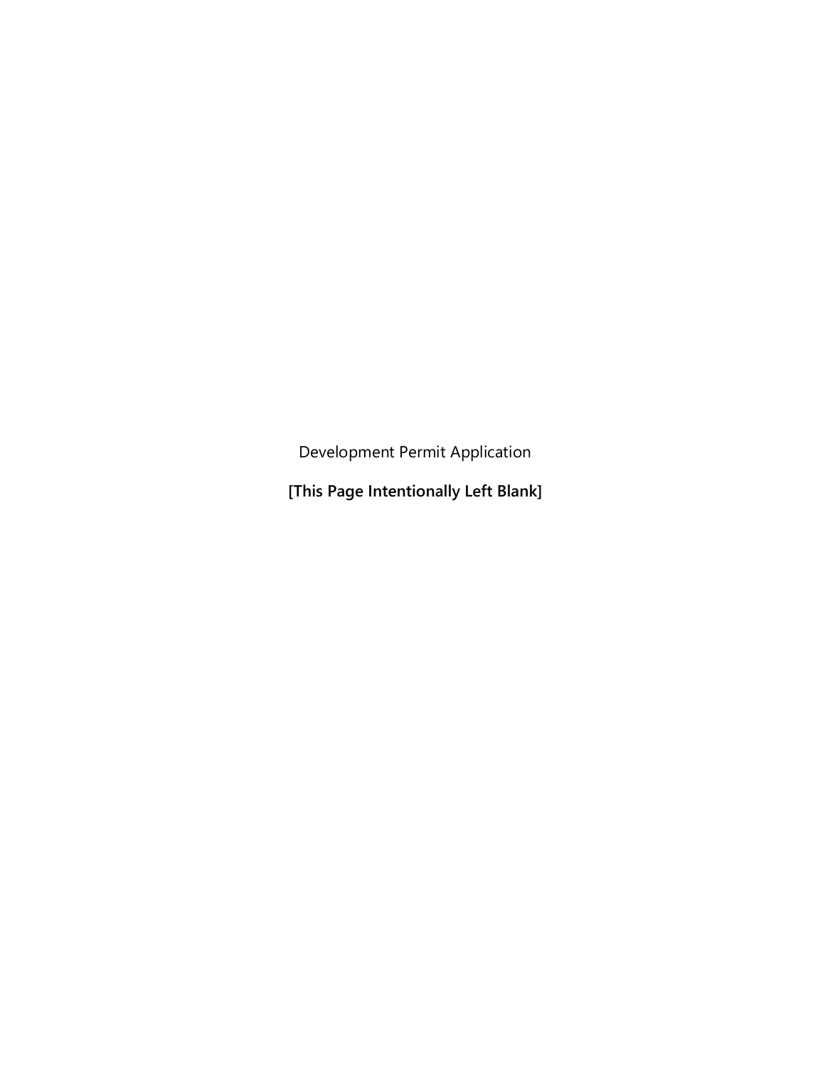Development Permit Application

**[This Page Intentionally Left Blank]**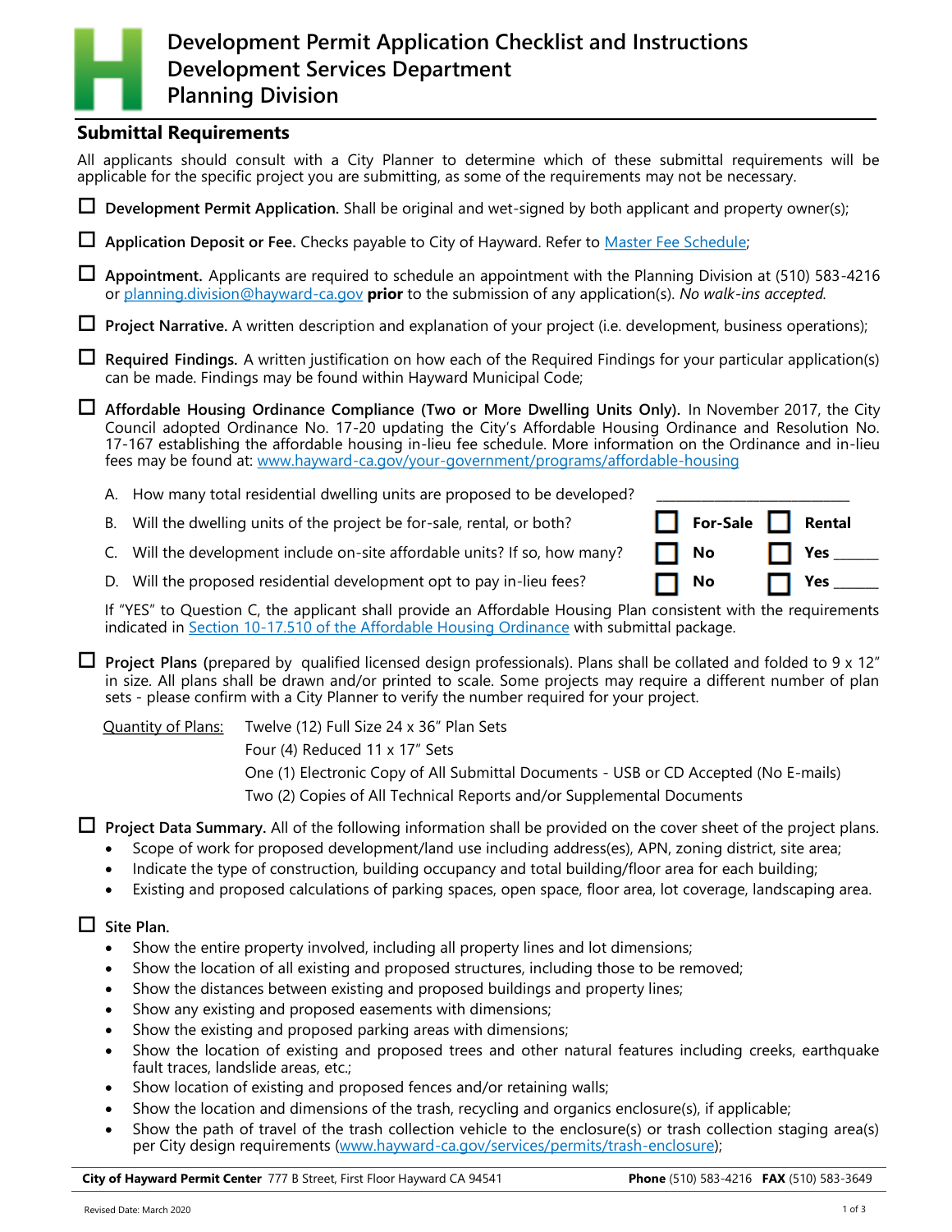# Development Permit Application Checklist and Instructions
# Development Services Department
# Planning Division

## Submittal Requirements

All applicants should consult with a City Planner to determine which of these submittal requirements will be applicable for the specific project you are submitting, as some of the requirements may not be necessary.

☐ **Development Permit Application.** Shall be original and wet-signed by both applicant and property owner(s);

☐ **Application Deposit or Fee.** Checks payable to City of Hayward. Refer to Master Fee Schedule;

☐ **Appointment.** Applicants are required to schedule an appointment with the Planning Division at (510) 583-4216 or planning.division@hayward-ca.gov **prior** to the submission of any application(s). *No walk-ins accepted.*

☐ **Project Narrative.** A written description and explanation of your project (i.e. development, business operations);

☐ **Required Findings.** A written justification on how each of the Required Findings for your particular application(s) can be made. Findings may be found within Hayward Municipal Code;

☐ **Affordable Housing Ordinance Compliance (Two or More Dwelling Units Only).** In November 2017, the City Council adopted Ordinance No. 17-20 updating the City's Affordable Housing Ordinance and Resolution No. 17-167 establishing the affordable housing in-lieu fee schedule. More information on the Ordinance and in-lieu fees may be found at: www.hayward-ca.gov/your-government/programs/affordable-housing

A. How many total residential dwelling units are proposed to be developed? ____________

B. Will the dwelling units of the project be for-sale, rental, or both? ☐ **For-Sale** ☐ **Rental**

C. Will the development include on-site affordable units? If so, how many? ☐ **No** ☐ **Yes** ______

D. Will the proposed residential development opt to pay in-lieu fees? ☐ **No** ☐ **Yes** ______

If "YES" to Question C, the applicant shall provide an Affordable Housing Plan consistent with the requirements indicated in Section 10-17.510 of the Affordable Housing Ordinance with submittal package.

☐ **Project Plans** (prepared by qualified licensed design professionals). Plans shall be collated and folded to 9 x 12" in size. All plans shall be drawn and/or printed to scale. Some projects may require a different number of plan sets - please confirm with a City Planner to verify the number required for your project.

Quantity of Plans:
- Twelve (12) Full Size 24 x 36" Plan Sets
- Four (4) Reduced 11 x 17" Sets
- One (1) Electronic Copy of All Submittal Documents - USB or CD Accepted (No E-mails)
- Two (2) Copies of All Technical Reports and/or Supplemental Documents

☐ **Project Data Summary.** All of the following information shall be provided on the cover sheet of the project plans.
- Scope of work for proposed development/land use including address(es), APN, zoning district, site area;
- Indicate the type of construction, building occupancy and total building/floor area for each building;
- Existing and proposed calculations of parking spaces, open space, floor area, lot coverage, landscaping area.

☐ **Site Plan.**
- Show the entire property involved, including all property lines and lot dimensions;
- Show the location of all existing and proposed structures, including those to be removed;
- Show the distances between existing and proposed buildings and property lines;
- Show any existing and proposed easements with dimensions;
- Show the existing and proposed parking areas with dimensions;
- Show the location of existing and proposed trees and other natural features including creeks, earthquake fault traces, landslide areas, etc.;
- Show location of existing and proposed fences and/or retaining walls;
- Show the location and dimensions of the trash, recycling and organics enclosure(s), if applicable;
- Show the path of travel of the trash collection vehicle to the enclosure(s) or trash collection staging area(s) per City design requirements (www.hayward-ca.gov/services/permits/trash-enclosure);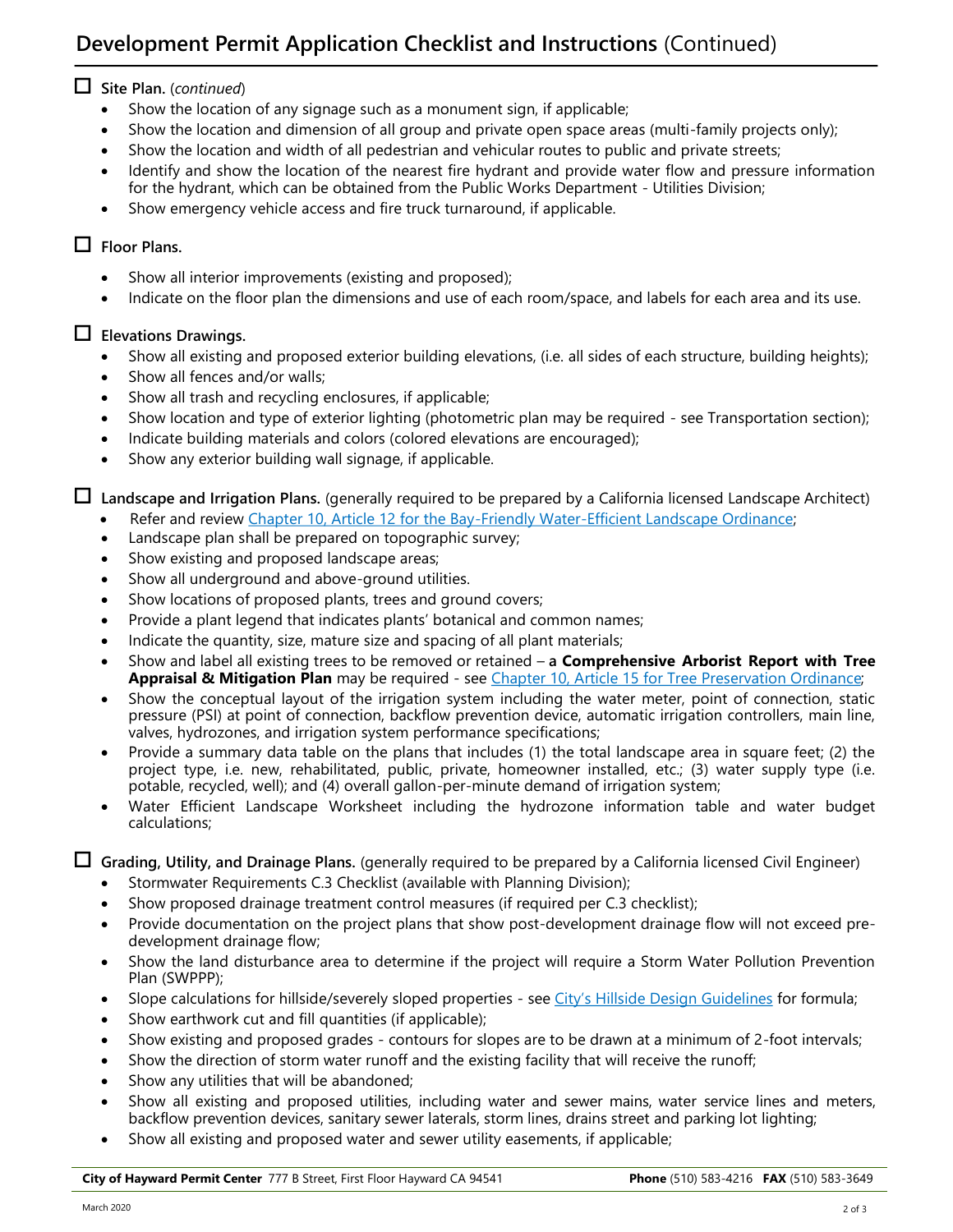# Development Permit Application Checklist and Instructions (Continued)

☐ **Site Plan.** (*continued*)

- Show the location of any signage such as a monument sign, if applicable;
- Show the location and dimension of all group and private open space areas (multi-family projects only);
- Show the location and width of all pedestrian and vehicular routes to public and private streets;
- Identify and show the location of the nearest fire hydrant and provide water flow and pressure information for the hydrant, which can be obtained from the Public Works Department - Utilities Division;
- Show emergency vehicle access and fire truck turnaround, if applicable.

☐ **Floor Plans.**

- Show all interior improvements (existing and proposed);
- Indicate on the floor plan the dimensions and use of each room/space, and labels for each area and its use.

☐ **Elevations Drawings.**

- Show all existing and proposed exterior building elevations, (i.e. all sides of each structure, building heights);
- Show all fences and/or walls;
- Show all trash and recycling enclosures, if applicable;
- Show location and type of exterior lighting (photometric plan may be required - see Transportation section);
- Indicate building materials and colors (colored elevations are encouraged);
- Show any exterior building wall signage, if applicable.

☐ **Landscape and Irrigation Plans.** (generally required to be prepared by a California licensed Landscape Architect)

- Refer and review Chapter 10, Article 12 for the Bay-Friendly Water-Efficient Landscape Ordinance;
- Landscape plan shall be prepared on topographic survey;
- Show existing and proposed landscape areas;
- Show all underground and above-ground utilities.
- Show locations of proposed plants, trees and ground covers;
- Provide a plant legend that indicates plants' botanical and common names;
- Indicate the quantity, size, mature size and spacing of all plant materials;
- Show and label all existing trees to be removed or retained – a **Comprehensive Arborist Report with Tree Appraisal & Mitigation Plan** may be required - see Chapter 10, Article 15 for Tree Preservation Ordinance;
- Show the conceptual layout of the irrigation system including the water meter, point of connection, static pressure (PSI) at point of connection, backflow prevention device, automatic irrigation controllers, main line, valves, hydrozones, and irrigation system performance specifications;
- Provide a summary data table on the plans that includes (1) the total landscape area in square feet; (2) the project type, i.e. new, rehabilitated, public, private, homeowner installed, etc.; (3) water supply type (i.e. potable, recycled, well); and (4) overall gallon-per-minute demand of irrigation system;
- Water Efficient Landscape Worksheet including the hydrozone information table and water budget calculations;

☐ **Grading, Utility, and Drainage Plans.** (generally required to be prepared by a California licensed Civil Engineer)

- Stormwater Requirements C.3 Checklist (available with Planning Division);
- Show proposed drainage treatment control measures (if required per C.3 checklist);
- Provide documentation on the project plans that show post-development drainage flow will not exceed pre-development drainage flow;
- Show the land disturbance area to determine if the project will require a Storm Water Pollution Prevention Plan (SWPPP);
- Slope calculations for hillside/severely sloped properties - see City's Hillside Design Guidelines for formula;
- Show earthwork cut and fill quantities (if applicable);
- Show existing and proposed grades - contours for slopes are to be drawn at a minimum of 2-foot intervals;
- Show the direction of storm water runoff and the existing facility that will receive the runoff;
- Show any utilities that will be abandoned;
- Show all existing and proposed utilities, including water and sewer mains, water service lines and meters, backflow prevention devices, sanitary sewer laterals, storm lines, drains street and parking lot lighting;
- Show all existing and proposed water and sewer utility easements, if applicable;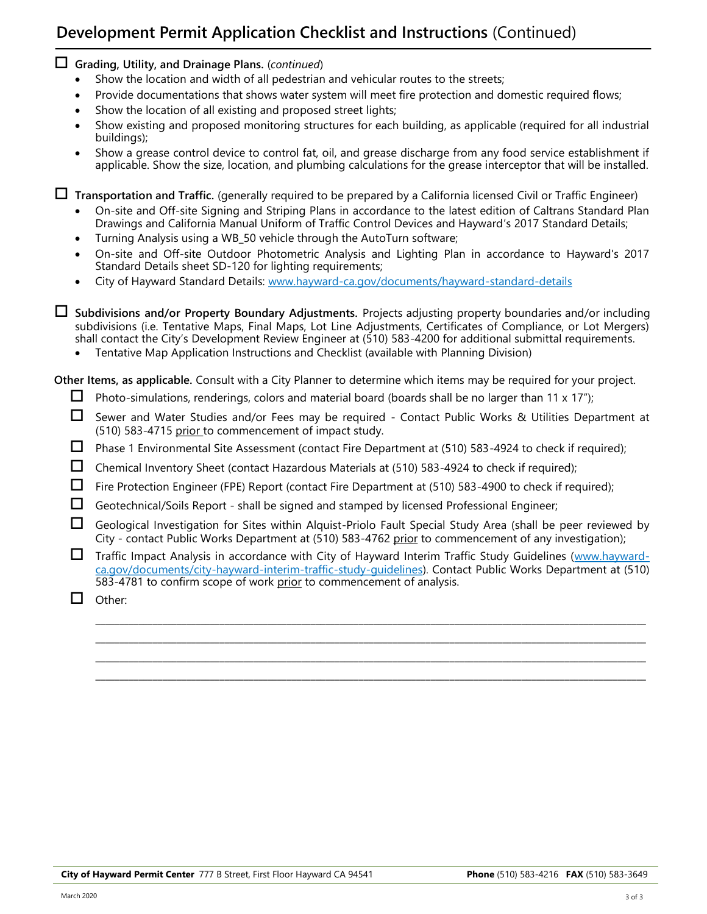## Development Permit Application Checklist and Instructions (Continued)

☐ **Grading, Utility, and Drainage Plans.** (*continued*)

- Show the location and width of all pedestrian and vehicular routes to the streets;
- Provide documentations that shows water system will meet fire protection and domestic required flows;
- Show the location of all existing and proposed street lights;
- Show existing and proposed monitoring structures for each building, as applicable (required for all industrial buildings);
- Show a grease control device to control fat, oil, and grease discharge from any food service establishment if applicable. Show the size, location, and plumbing calculations for the grease interceptor that will be installed.

☐ **Transportation and Traffic.** (generally required to be prepared by a California licensed Civil or Traffic Engineer)

- On-site and Off-site Signing and Striping Plans in accordance to the latest edition of Caltrans Standard Plan Drawings and California Manual Uniform of Traffic Control Devices and Hayward's 2017 Standard Details;
- Turning Analysis using a WB_50 vehicle through the AutoTurn software;
- On-site and Off-site Outdoor Photometric Analysis and Lighting Plan in accordance to Hayward's 2017 Standard Details sheet SD-120 for lighting requirements;
- City of Hayward Standard Details: www.hayward-ca.gov/documents/hayward-standard-details

☐ **Subdivisions and/or Property Boundary Adjustments.** Projects adjusting property boundaries and/or including subdivisions (i.e. Tentative Maps, Final Maps, Lot Line Adjustments, Certificates of Compliance, or Lot Mergers) shall contact the City's Development Review Engineer at (510) 583-4200 for additional submittal requirements.

- Tentative Map Application Instructions and Checklist (available with Planning Division)

**Other Items, as applicable.** Consult with a City Planner to determine which items may be required for your project.

- ☐ Photo-simulations, renderings, colors and material board (boards shall be no larger than 11 x 17");
- ☐ Sewer and Water Studies and/or Fees may be required - Contact Public Works & Utilities Department at (510) 583-4715 prior to commencement of impact study.
- ☐ Phase 1 Environmental Site Assessment (contact Fire Department at (510) 583-4924 to check if required);
- ☐ Chemical Inventory Sheet (contact Hazardous Materials at (510) 583-4924 to check if required);
- ☐ Fire Protection Engineer (FPE) Report (contact Fire Department at (510) 583-4900 to check if required);
- ☐ Geotechnical/Soils Report - shall be signed and stamped by licensed Professional Engineer;
- ☐ Geological Investigation for Sites within Alquist-Priolo Fault Special Study Area (shall be peer reviewed by City - contact Public Works Department at (510) 583-4762 prior to commencement of any investigation);
- ☐ Traffic Impact Analysis in accordance with City of Hayward Interim Traffic Study Guidelines (www.hayward-ca.gov/documents/city-hayward-interim-traffic-study-guidelines). Contact Public Works Department at (510) 583-4781 to confirm scope of work prior to commencement of analysis.
- ☐ Other:

\_\_\_\_\_\_\_\_\_\_\_\_\_\_\_\_\_\_\_\_\_\_\_\_\_\_\_\_\_\_\_\_\_\_\_\_\_\_\_\_\_\_\_\_\_\_\_\_\_\_\_\_\_\_\_\_\_\_\_\_

\_\_\_\_\_\_\_\_\_\_\_\_\_\_\_\_\_\_\_\_\_\_\_\_\_\_\_\_\_\_\_\_\_\_\_\_\_\_\_\_\_\_\_\_\_\_\_\_\_\_\_\_\_\_\_\_\_\_\_\_

\_\_\_\_\_\_\_\_\_\_\_\_\_\_\_\_\_\_\_\_\_\_\_\_\_\_\_\_\_\_\_\_\_\_\_\_\_\_\_\_\_\_\_\_\_\_\_\_\_\_\_\_\_\_\_\_\_\_\_\_

\_\_\_\_\_\_\_\_\_\_\_\_\_\_\_\_\_\_\_\_\_\_\_\_\_\_\_\_\_\_\_\_\_\_\_\_\_\_\_\_\_\_\_\_\_\_\_\_\_\_\_\_\_\_\_\_\_\_\_\_